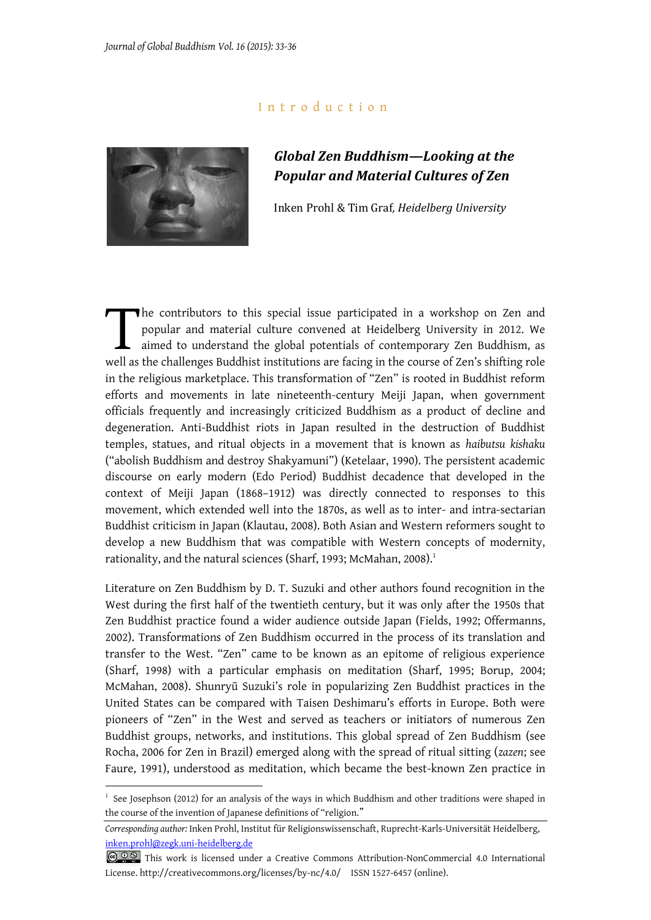Introduction

# Global Zen Buddhism—Looking at the Popular and Material Cultures of Zen

Inken Prohl & Tim Graf, *Heidelberg University*

The contributors to this special issue participated in a workshop on Zen and popular and material culture convened at Heidelberg University in 2012. We aimed to understand the global potentials of contemporary Zen Buddhism, as well as the challenges Buddhist institutions are facing in the course of Zen's shifting role in the religious marketplace. This transformation of "Zen" is rooted in Buddhist reform efforts and movements in late nineteenth-century Meiji Japan, when government officials frequently and increasingly criticized Buddhism as a product of decline and degeneration. Anti-Buddhist riots in Japan resulted in the destruction of Buddhist temples, statues, and ritual objects in a movement that is known as *haibutsu kishaku* ("abolish Buddhism and destroy Shakyamuni") (Ketelaar, 1990). The persistent academic discourse on early modern (Edo Period) Buddhist decadence that developed in the context of Meiji Japan (1868–1912) was directly connected to responses to this movement, which extended well into the 1870s, as well as to inter- and intra-sectarian Buddhist criticism in Japan (Klautau, 2008). Both Asian and Western reformers sought to develop a new Buddhism that was compatible with Western concepts of modernity, rationality, and the natural sciences (Sharf, 1993; McMahan, 2008).[1]

Literature on Zen Buddhism by D. T. Suzuki and other authors found recognition in the West during the first half of the twentieth century, but it was only after the 1950s that Zen Buddhist practice found a wider audience outside Japan (Fields, 1992; Offermanns, 2002). Transformations of Zen Buddhism occurred in the process of its translation and transfer to the West. "Zen" came to be known as an epitome of religious experience (Sharf, 1998) with a particular emphasis on meditation (Sharf, 1995; Borup, 2004; McMahan, 2008). Shunryū Suzuki's role in popularizing Zen Buddhist practices in the United States can be compared with Taisen Deshimaru's efforts in Europe. Both were pioneers of "Zen" in the West and served as teachers or initiators of numerous Zen Buddhist groups, networks, and institutions. This global spread of Zen Buddhism (see Rocha, 2006 for Zen in Brazil) emerged along with the spread of ritual sitting (*zazen*; see Faure, 1991), understood as meditation, which became the best-known Zen practice in

[1] See Josephson (2012) for an analysis of the ways in which Buddhism and other traditions were shaped in the course of the invention of Japanese definitions of "religion."

*Corresponding author:* Inken Prohl, Institut für Religionswissenschaft, Ruprecht-Karls-Universität Heidelberg, inken.prohl@zegk.uni-heidelberg.de

This work is licensed under a Creative Commons Attribution-NonCommercial 4.0 International License. http://creativecommons.org/licenses/by-nc/4.0/ ISSN 1527-6457 (online).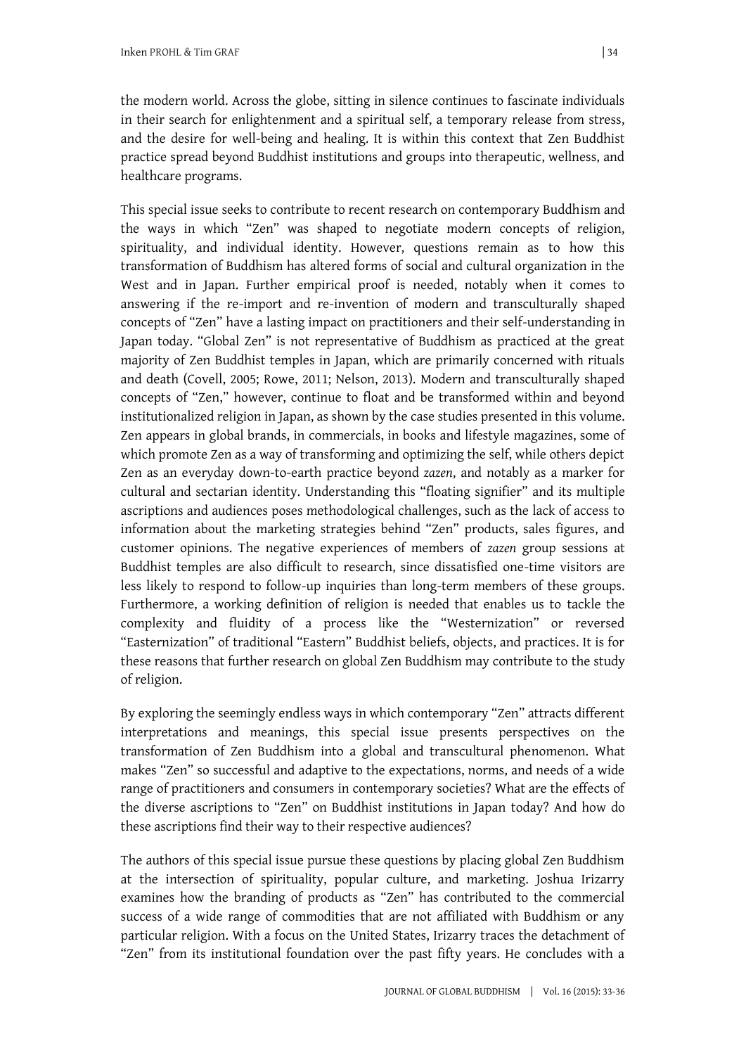the modern world. Across the globe, sitting in silence continues to fascinate individuals in their search for enlightenment and a spiritual self, a temporary release from stress, and the desire for well-being and healing. It is within this context that Zen Buddhist practice spread beyond Buddhist institutions and groups into therapeutic, wellness, and healthcare programs.

This special issue seeks to contribute to recent research on contemporary Buddhism and the ways in which "Zen" was shaped to negotiate modern concepts of religion, spirituality, and individual identity. However, questions remain as to how this transformation of Buddhism has altered forms of social and cultural organization in the West and in Japan. Further empirical proof is needed, notably when it comes to answering if the re-import and re-invention of modern and transculturally shaped concepts of "Zen" have a lasting impact on practitioners and their self-understanding in Japan today. "Global Zen" is not representative of Buddhism as practiced at the great majority of Zen Buddhist temples in Japan, which are primarily concerned with rituals and death (Covell, 2005; Rowe, 2011; Nelson, 2013). Modern and transculturally shaped concepts of "Zen," however, continue to float and be transformed within and beyond institutionalized religion in Japan, as shown by the case studies presented in this volume. Zen appears in global brands, in commercials, in books and lifestyle magazines, some of which promote Zen as a way of transforming and optimizing the self, while others depict Zen as an everyday down-to-earth practice beyond *zazen*, and notably as a marker for cultural and sectarian identity. Understanding this "floating signifier" and its multiple ascriptions and audiences poses methodological challenges, such as the lack of access to information about the marketing strategies behind "Zen" products, sales figures, and customer opinions. The negative experiences of members of *zazen* group sessions at Buddhist temples are also difficult to research, since dissatisfied one-time visitors are less likely to respond to follow-up inquiries than long-term members of these groups. Furthermore, a working definition of religion is needed that enables us to tackle the complexity and fluidity of a process like the "Westernization" or reversed "Easternization" of traditional "Eastern" Buddhist beliefs, objects, and practices. It is for these reasons that further research on global Zen Buddhism may contribute to the study of religion.

By exploring the seemingly endless ways in which contemporary "Zen" attracts different interpretations and meanings, this special issue presents perspectives on the transformation of Zen Buddhism into a global and transcultural phenomenon. What makes "Zen" so successful and adaptive to the expectations, norms, and needs of a wide range of practitioners and consumers in contemporary societies? What are the effects of the diverse ascriptions to "Zen" on Buddhist institutions in Japan today? And how do these ascriptions find their way to their respective audiences?

The authors of this special issue pursue these questions by placing global Zen Buddhism at the intersection of spirituality, popular culture, and marketing. Joshua Irizarry examines how the branding of products as "Zen" has contributed to the commercial success of a wide range of commodities that are not affiliated with Buddhism or any particular religion. With a focus on the United States, Irizarry traces the detachment of "Zen" from its institutional foundation over the past fifty years. He concludes with a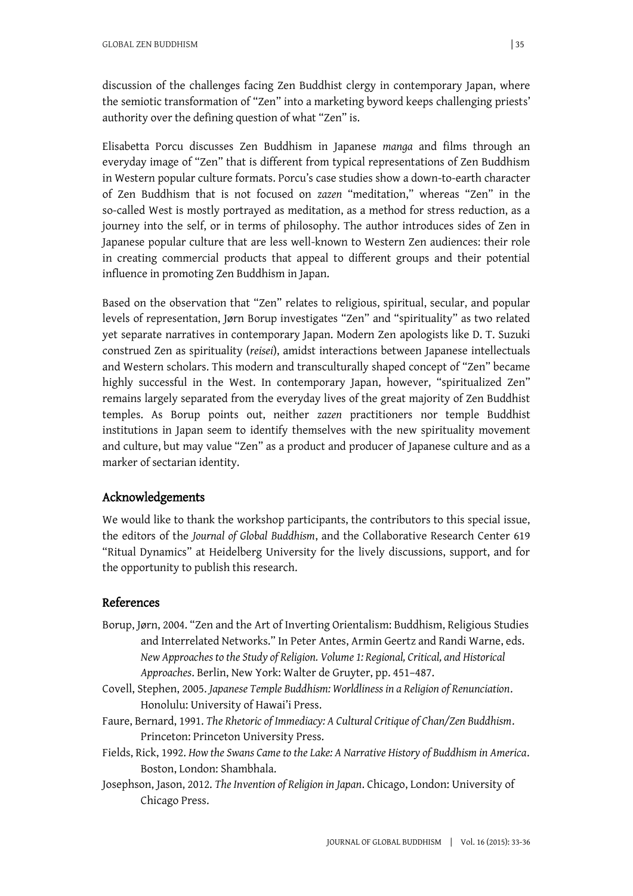discussion of the challenges facing Zen Buddhist clergy in contemporary Japan, where the semiotic transformation of "Zen" into a marketing byword keeps challenging priests' authority over the defining question of what "Zen" is.

Elisabetta Porcu discusses Zen Buddhism in Japanese *manga* and films through an everyday image of "Zen" that is different from typical representations of Zen Buddhism in Western popular culture formats. Porcu's case studies show a down-to-earth character of Zen Buddhism that is not focused on *zazen* "meditation," whereas "Zen" in the so-called West is mostly portrayed as meditation, as a method for stress reduction, as a journey into the self, or in terms of philosophy. The author introduces sides of Zen in Japanese popular culture that are less well-known to Western Zen audiences: their role in creating commercial products that appeal to different groups and their potential influence in promoting Zen Buddhism in Japan.

Based on the observation that "Zen" relates to religious, spiritual, secular, and popular levels of representation, Jørn Borup investigates "Zen" and "spirituality" as two related yet separate narratives in contemporary Japan. Modern Zen apologists like D. T. Suzuki construed Zen as spirituality (*reisei*), amidst interactions between Japanese intellectuals and Western scholars. This modern and transculturally shaped concept of "Zen" became highly successful in the West. In contemporary Japan, however, "spiritualized Zen" remains largely separated from the everyday lives of the great majority of Zen Buddhist temples. As Borup points out, neither *zazen* practitioners nor temple Buddhist institutions in Japan seem to identify themselves with the new spirituality movement and culture, but may value "Zen" as a product and producer of Japanese culture and as a marker of sectarian identity.

## Acknowledgements

We would like to thank the workshop participants, the contributors to this special issue, the editors of the *Journal of Global Buddhism*, and the Collaborative Research Center 619 "Ritual Dynamics" at Heidelberg University for the lively discussions, support, and for the opportunity to publish this research.

## References

Borup, Jørn, 2004. "Zen and the Art of Inverting Orientalism: Buddhism, Religious Studies and Interrelated Networks." In Peter Antes, Armin Geertz and Randi Warne, eds. *New Approaches to the Study of Religion. Volume 1: Regional, Critical, and Historical Approaches*. Berlin, New York: Walter de Gruyter, pp. 451–487.

Covell, Stephen, 2005. *Japanese Temple Buddhism: Worldliness in a Religion of Renunciation*. Honolulu: University of Hawai'i Press.

Faure, Bernard, 1991. *The Rhetoric of Immediacy: A Cultural Critique of Chan/Zen Buddhism*. Princeton: Princeton University Press.

Fields, Rick, 1992. *How the Swans Came to the Lake: A Narrative History of Buddhism in America*. Boston, London: Shambhala.

Josephson, Jason, 2012. *The Invention of Religion in Japan*. Chicago, London: University of Chicago Press.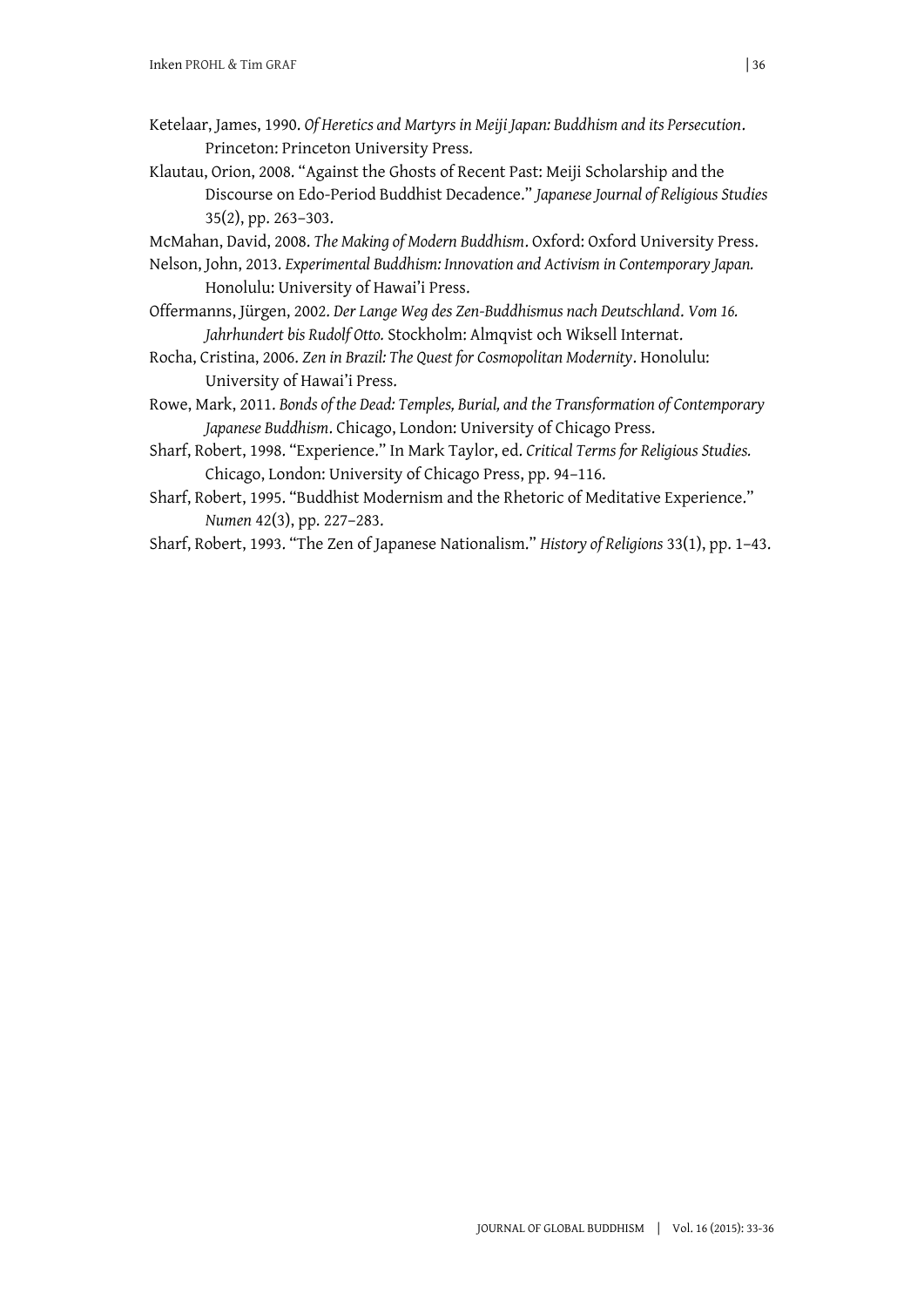Ketelaar, James, 1990. *Of Heretics and Martyrs in Meiji Japan: Buddhism and its Persecution*. Princeton: Princeton University Press.

Klautau, Orion, 2008. "Against the Ghosts of Recent Past: Meiji Scholarship and the Discourse on Edo-Period Buddhist Decadence." *Japanese Journal of Religious Studies* 35(2), pp. 263–303.

McMahan, David, 2008. *The Making of Modern Buddhism*. Oxford: Oxford University Press.

Nelson, John, 2013. *Experimental Buddhism: Innovation and Activism in Contemporary Japan.* Honolulu: University of Hawai'i Press.

Offermanns, Jürgen, 2002. *Der Lange Weg des Zen-Buddhismus nach Deutschland. Vom 16. Jahrhundert bis Rudolf Otto.* Stockholm: Almqvist och Wiksell Internat.

Rocha, Cristina, 2006. *Zen in Brazil: The Quest for Cosmopolitan Modernity*. Honolulu: University of Hawai'i Press.

Rowe, Mark, 2011. *Bonds of the Dead: Temples, Burial, and the Transformation of Contemporary Japanese Buddhism*. Chicago, London: University of Chicago Press.

Sharf, Robert, 1998. "Experience." In Mark Taylor, ed. *Critical Terms for Religious Studies.* Chicago, London: University of Chicago Press, pp. 94–116.

Sharf, Robert, 1995. "Buddhist Modernism and the Rhetoric of Meditative Experience." *Numen* 42(3), pp. 227–283.

Sharf, Robert, 1993. "The Zen of Japanese Nationalism." *History of Religions* 33(1), pp. 1–43.